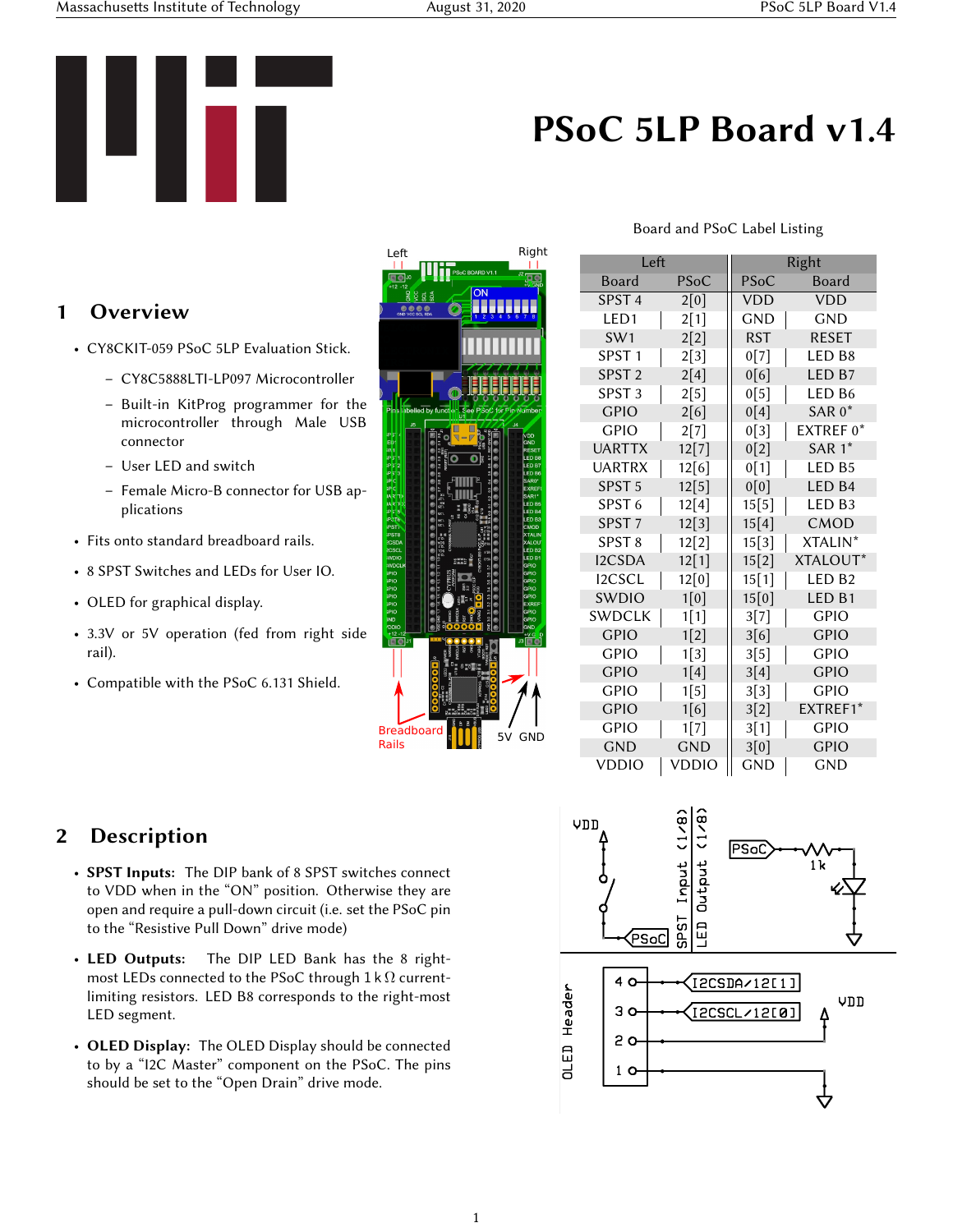# PSoC 5LP Board v1.4

## 1 Overview

- CY8CKIT-059 PSoC 5LP Evaluation Stick.
  - CY8C5888LTI-LP097 Microcontroller
  - Built-in KitProg programmer for the microcontroller through Male USB connector
  - User LED and switch
  - Female Micro-B connector for USB applications
- Fits onto standard breadboard rails.
- 8 SPST Switches and LEDs for User IO.
- OLED for graphical display.
- 3.3V or 5V operation (fed from right side rail).
- Compatible with the PSoC 6.131 Shield.

Board and PSoC Label Listing

| Left | | Right | |
|---|---|---|---|
| Board | PSoC | PSoC | Board |
| SPST 4 | 2[0] | VDD | VDD |
| LED1 | 2[1] | GND | GND |
| SW1 | 2[2] | RST | RESET |
| SPST 1 | 2[3] | 0[7] | LED B8 |
| SPST 2 | 2[4] | 0[6] | LED B7 |
| SPST 3 | 2[5] | 0[5] | LED B6 |
| GPIO | 2[6] | 0[4] | SAR 0* |
| GPIO | 2[7] | 0[3] | EXTREF 0* |
| UARTTX | 12[7] | 0[2] | SAR 1* |
| UARTRX | 12[6] | 0[1] | LED B5 |
| SPST 5 | 12[5] | 0[0] | LED B4 |
| SPST 6 | 12[4] | 15[5] | LED B3 |
| SPST 7 | 12[3] | 15[4] | CMOD |
| SPST 8 | 12[2] | 15[3] | XTALIN* |
| I2CSDA | 12[1] | 15[2] | XTALOUT* |
| I2CSCL | 12[0] | 15[1] | LED B2 |
| SWDIO | 1[0] | 15[0] | LED B1 |
| SWDCLK | 1[1] | 3[7] | GPIO |
| GPIO | 1[2] | 3[6] | GPIO |
| GPIO | 1[3] | 3[5] | GPIO |
| GPIO | 1[4] | 3[4] | GPIO |
| GPIO | 1[5] | 3[3] | GPIO |
| GPIO | 1[6] | 3[2] | EXTREF1* |
| GPIO | 1[7] | 3[1] | GPIO |
| GND | GND | 3[0] | GPIO |
| VDDIO | VDDIO | GND | GND |

## 2 Description

- **SPST Inputs:** The DIP bank of 8 SPST switches connect to VDD when in the "ON" position. Otherwise they are open and require a pull-down circuit (i.e. set the PSoC pin to the "Resistive Pull Down" drive mode)
- **LED Outputs:** The DIP LED Bank has the 8 right-most LEDs connected to the PSoC through 1 kΩ current-limiting resistors. LED B8 corresponds to the right-most LED segment.
- **OLED Display:** The OLED Display should be connected to by a "I2C Master" component on the PSoC. The pins should be set to the "Open Drain" drive mode.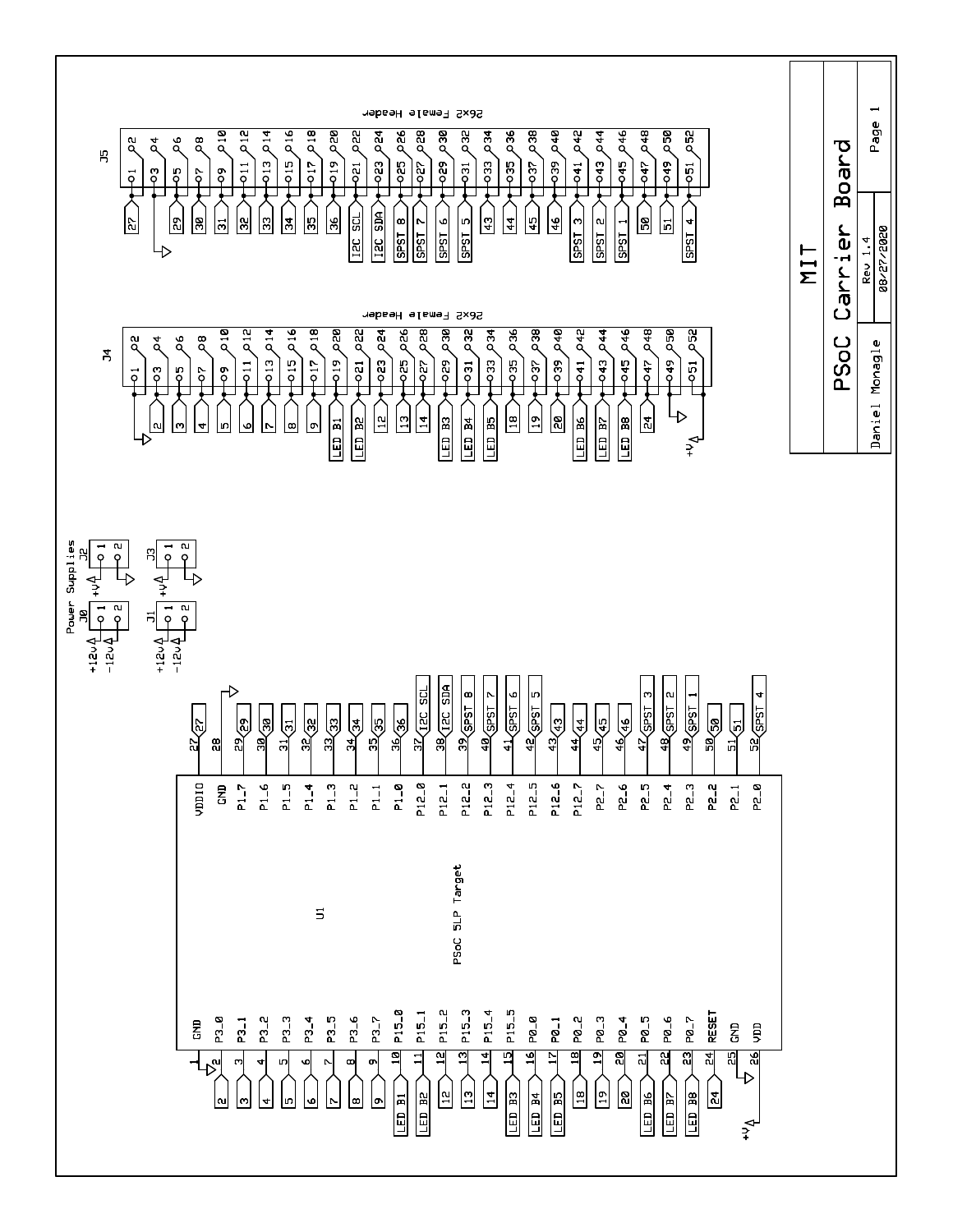# MIT

## PSoC Carrier Board

| Daniel Monagle | Rev 1.4 | Page 1 |
| --- | --- | --- |
| | 08/27/2020 | |

### U1 — PSoC 5LP Target

| Pin | Name | Net |
| --- | --- | --- |
| 1 | GND | GND |
| 2 | P3_0 | 2 |
| 3 | P3_1 | 3 |
| 4 | P3_2 | 4 |
| 5 | P3_3 | 5 |
| 6 | P3_4 | 6 |
| 7 | P3_5 | 7 |
| 8 | P3_6 | 8 |
| 9 | P3_7 | 9 |
| 10 | P15_0 | LED B1 |
| 11 | P15_1 | LED B2 |
| 12 | P15_2 | 12 |
| 13 | P15_3 | 13 |
| 14 | P15_4 | 14 |
| 15 | P15_5 | LED B3 |
| 16 | P0_0 | LED B4 |
| 17 | P0_1 | LED B5 |
| 18 | P0_2 | 18 |
| 19 | P0_3 | 19 |
| 20 | P0_4 | 20 |
| 21 | P0_5 | LED B6 |
| 22 | P0_6 | LED B7 |
| 23 | P0_7 | LED B8 |
| 24 | RESET | 24 |
| 25 | GND | GND |
| 26 | VDD | +V |
| 27 | VDDIO | 27 |
| 28 | GND | GND |
| 29 | P1_7 | 29 |
| 30 | P1_6 | 30 |
| 31 | P1_5 | 31 |
| 32 | P1_4 | 32 |
| 33 | P1_3 | 33 |
| 34 | P1_2 | 34 |
| 35 | P1_1 | 35 |
| 36 | P1_0 | 36 |
| 37 | P12_0 | I2C SCL |
| 38 | P12_1 | I2C SDA |
| 39 | P12_2 | SPST 8 |
| 40 | P12_3 | SPST 7 |
| 41 | P12_4 | SPST 6 |
| 42 | P12_5 | SPST 5 |
| 43 | P12_6 | 43 |
| 44 | P12_7 | 44 |
| 45 | P2_7 | 45 |
| 46 | P2_6 | 46 |
| 47 | P2_5 | SPST 3 |
| 48 | P2_4 | SPST 2 |
| 49 | P2_3 | SPST 1 |
| 50 | P2_2 | 50 |
| 51 | P2_1 | 51 |
| 52 | P2_0 | SPST 4 |

### J4 — 26x2 Female Header

| Pins | Net |
| --- | --- |
| 1, 2 | GND |
| 3, 4 | 2 |
| 5, 6 | 3 |
| 7, 8 | 4 |
| 9, 10 | 5 |
| 11, 12 | 6 |
| 13, 14 | 7 |
| 15, 16 | 8 |
| 17, 18 | 9 |
| 19, 20 | LED B1 |
| 21, 22 | LED B2 |
| 23, 24 | 12 |
| 25, 26 | 13 |
| 27, 28 | 14 |
| 29, 30 | LED B3 |
| 31, 32 | LED B4 |
| 33, 34 | LED B5 |
| 35, 36 | 18 |
| 37, 38 | 19 |
| 39, 40 | 20 |
| 41, 42 | LED B6 |
| 43, 44 | LED B7 |
| 45, 46 | LED B8 |
| 47, 48 | 24 |
| 49, 50 | GND |
| 51, 52 | +V |

### J5 — 26x2 Female Header

| Pins | Net |
| --- | --- |
| 1, 2 | 27 |
| 3, 4 | GND |
| 5, 6 | 29 |
| 7, 8 | 30 |
| 9, 10 | 31 |
| 11, 12 | 32 |
| 13, 14 | 33 |
| 15, 16 | 34 |
| 17, 18 | 35 |
| 19, 20 | 36 |
| 21, 22 | I2C SCL |
| 23, 24 | I2C SDA |
| 25, 26 | SPST 8 |
| 27, 28 | SPST 7 |
| 29, 30 | SPST 6 |
| 31, 32 | SPST 5 |
| 33, 34 | 43 |
| 35, 36 | 44 |
| 37, 38 | 45 |
| 39, 40 | 46 |
| 41, 42 | SPST 3 |
| 43, 44 | SPST 2 |
| 45, 46 | SPST 1 |
| 47, 48 | 50 |
| 49, 50 | 51 |
| 51, 52 | SPST 4 |

### Power Supplies

| Connector | Pin 1 | Pin 2 |
| --- | --- | --- |
| J0 | +12V | -12V |
| J1 | +12V | -12V |
| J2 | +V | GND |
| J3 | +V | GND |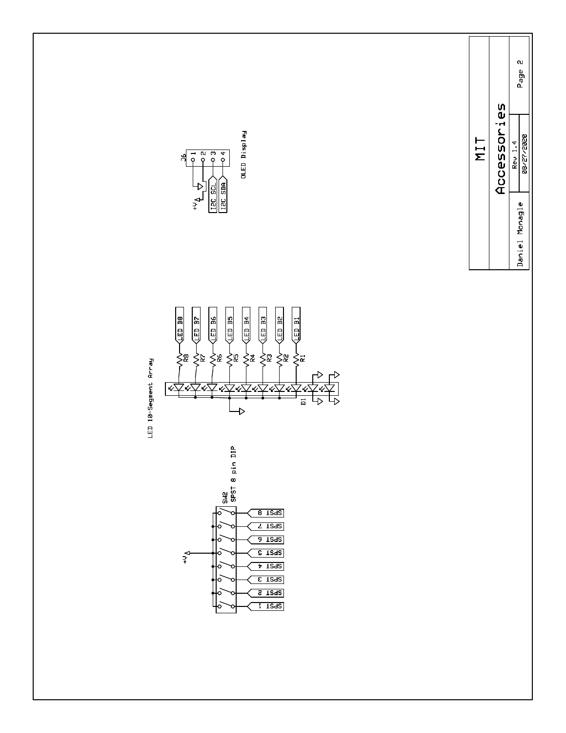OLED Display

J6

1
2
3
4

+V

I2C SCL

I2C SDA

LED 10-Segment Array

LED B8
LED B7
LED B6
LED B5
LED B4
LED B3
LED B2
LED B1

R8
R7
R6
R5
R4
R3
R2
R1

D1

SW2
SPST 8 pin DIP

+V

SPST 8
SPST 7
SPST 6
SPST 5
SPST 4
SPST 3
SPST 2
SPST 1

| | | |
|---|---|---|
| MIT | | |
| Accessories | | |
| Daniel Monagle | Rev 1.4 | Page 2 |
| | 08/27/2020 | |